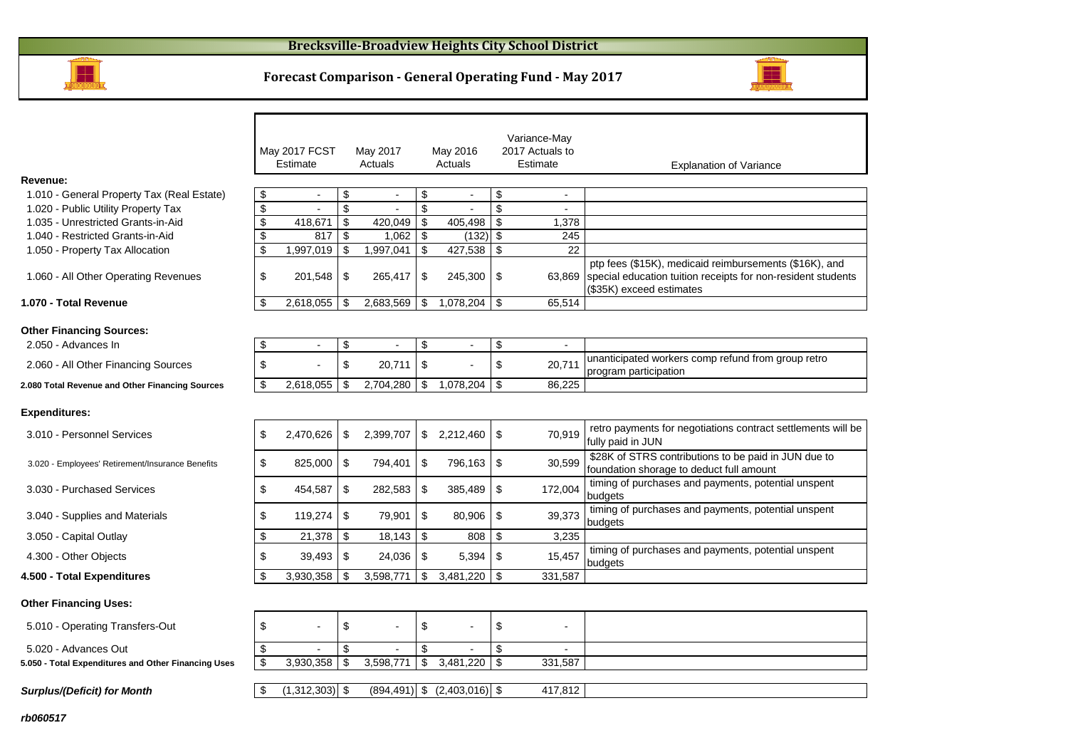# Brecksville-Broadview Heights City School District

## Forecast Comparison - General Operating Fund - May 2017

| | May 2017 FCST Estimate | May 2017 Actuals | May 2016 Actuals | Variance-May 2017 Actuals to Estimate | Explanation of Variance |
|---|---|---|---|---|---|
| **Revenue:** | | | | | |
| 1.010 - General Property Tax (Real Estate) | $ - | $ - | $ - | $ - | |
| 1.020 - Public Utility Property Tax | $ - | $ - | $ - | $ - | |
| 1.035 - Unrestricted Grants-in-Aid | $ 418,671 | $ 420,049 | $ 405,498 | $ 1,378 | |
| 1.040 - Restricted Grants-in-Aid | $ 817 | $ 1,062 | $ (132) | $ 245 | |
| 1.050 - Property Tax Allocation | $ 1,997,019 | $ 1,997,041 | $ 427,538 | $ 22 | |
| 1.060 - All Other Operating Revenues | $ 201,548 | $ 265,417 | $ 245,300 | $ 63,869 | ptp fees ($15K), medicaid reimbursements ($16K), and special education tuition receipts for non-resident students ($35K) exceed estimates |
| **1.070 - Total Revenue** | $ 2,618,055 | $ 2,683,569 | $ 1,078,204 | $ 65,514 | |
| **Other Financing Sources:** | | | | | |
| 2.050 - Advances In | $ - | $ - | $ - | $ - | |
| 2.060 - All Other Financing Sources | $ - | $ 20,711 | $ - | $ 20,711 | unanticipated workers comp refund from group retro program participation |
| **2.080 Total Revenue and Other Financing Sources** | $ 2,618,055 | $ 2,704,280 | $ 1,078,204 | $ 86,225 | |
| **Expenditures:** | | | | | |
| 3.010 - Personnel Services | $ 2,470,626 | $ 2,399,707 | $ 2,212,460 | $ 70,919 | retro payments for negotiations contract settlements will be fully paid in JUN |
| 3.020 - Employees' Retirement/Insurance Benefits | $ 825,000 | $ 794,401 | $ 796,163 | $ 30,599 | $28K of STRS contributions to be paid in JUN due to foundation shorage to deduct full amount |
| 3.030 - Purchased Services | $ 454,587 | $ 282,583 | $ 385,489 | $ 172,004 | timing of purchases and payments, potential unspent budgets |
| 3.040 - Supplies and Materials | $ 119,274 | $ 79,901 | $ 80,906 | $ 39,373 | timing of purchases and payments, potential unspent budgets |
| 3.050 - Capital Outlay | $ 21,378 | $ 18,143 | $ 808 | $ 3,235 | |
| 4.300 - Other Objects | $ 39,493 | $ 24,036 | $ 5,394 | $ 15,457 | timing of purchases and payments, potential unspent budgets |
| **4.500 - Total Expenditures** | $ 3,930,358 | $ 3,598,771 | $ 3,481,220 | $ 331,587 | |
| **Other Financing Uses:** | | | | | |
| 5.010 - Operating Transfers-Out | $ - | $ - | $ - | $ - | |
| 5.020 - Advances Out | $ - | $ - | $ - | $ - | |
| **5.050 - Total Expenditures and Other Financing Uses** | $ 3,930,358 | $ 3,598,771 | $ 3,481,220 | $ 331,587 | |
| ***Surplus/(Deficit) for Month*** | $ (1,312,303) | $ (894,491) | $ (2,403,016) | $ 417,812 | |

***rb060517***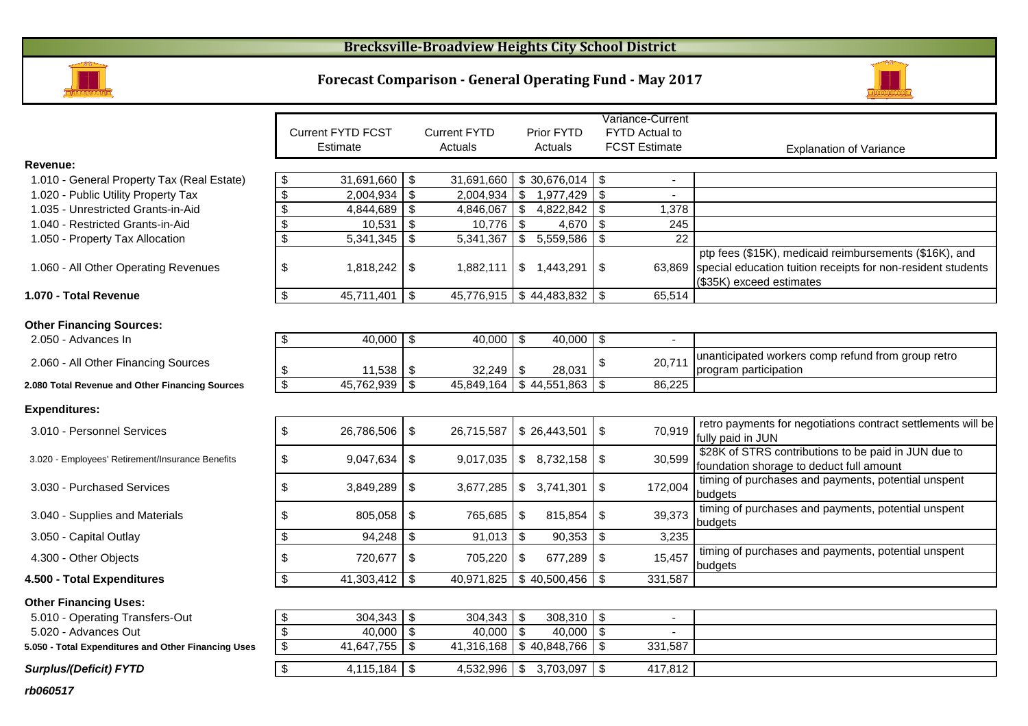# Brecksville-Broadview Heights City School District

## Forecast Comparison - General Operating Fund - May 2017

| | Current FYTD FCST Estimate | Current FYTD Actuals | Prior FYTD Actuals | Variance-Current FYTD Actual to FCST Estimate | Explanation of Variance |
|---|---|---|---|---|---|
| **Revenue:** | | | | | |
| 1.010 - General Property Tax (Real Estate) | $ 31,691,660 | $ 31,691,660 | $ 30,676,014 | $ - | |
| 1.020 - Public Utility Property Tax | $ 2,004,934 | $ 2,004,934 | $ 1,977,429 | $ - | |
| 1.035 - Unrestricted Grants-in-Aid | $ 4,844,689 | $ 4,846,067 | $ 4,822,842 | $ 1,378 | |
| 1.040 - Restricted Grants-in-Aid | $ 10,531 | $ 10,776 | $ 4,670 | $ 245 | |
| 1.050 - Property Tax Allocation | $ 5,341,345 | $ 5,341,367 | $ 5,559,586 | $ 22 | |
| 1.060 - All Other Operating Revenues | $ 1,818,242 | $ 1,882,111 | $ 1,443,291 | $ 63,869 | ptp fees ($15K), medicaid reimbursements ($16K), and special education tuition receipts for non-resident students ($35K) exceed estimates |
| **1.070 - Total Revenue** | $ 45,711,401 | $ 45,776,915 | $ 44,483,832 | $ 65,514 | |
| **Other Financing Sources:** | | | | | |
| 2.050 - Advances In | $ 40,000 | $ 40,000 | $ 40,000 | $ - | |
| 2.060 - All Other Financing Sources | $ 11,538 | $ 32,249 | $ 28,031 | $ 20,711 | unanticipated workers comp refund from group retro program participation |
| **2.080 Total Revenue and Other Financing Sources** | $ 45,762,939 | $ 45,849,164 | $ 44,551,863 | $ 86,225 | |
| **Expenditures:** | | | | | |
| 3.010 - Personnel Services | $ 26,786,506 | $ 26,715,587 | $ 26,443,501 | $ 70,919 | retro payments for negotiations contract settlements will be fully paid in JUN |
| 3.020 - Employees' Retirement/Insurance Benefits | $ 9,047,634 | $ 9,017,035 | $ 8,732,158 | $ 30,599 | $28K of STRS contributions to be paid in JUN due to foundation shorage to deduct full amount |
| 3.030 - Purchased Services | $ 3,849,289 | $ 3,677,285 | $ 3,741,301 | $ 172,004 | timing of purchases and payments, potential unspent budgets |
| 3.040 - Supplies and Materials | $ 805,058 | $ 765,685 | $ 815,854 | $ 39,373 | timing of purchases and payments, potential unspent budgets |
| 3.050 - Capital Outlay | $ 94,248 | $ 91,013 | $ 90,353 | $ 3,235 | |
| 4.300 - Other Objects | $ 720,677 | $ 705,220 | $ 677,289 | $ 15,457 | timing of purchases and payments, potential unspent budgets |
| **4.500 - Total Expenditures** | $ 41,303,412 | $ 40,971,825 | $ 40,500,456 | $ 331,587 | |
| **Other Financing Uses:** | | | | | |
| 5.010 - Operating Transfers-Out | $ 304,343 | $ 304,343 | $ 308,310 | $ - | |
| 5.020 - Advances Out | $ 40,000 | $ 40,000 | $ 40,000 | $ - | |
| **5.050 - Total Expenditures and Other Financing Uses** | $ 41,647,755 | $ 41,316,168 | $ 40,848,766 | $ 331,587 | |
| ***Surplus/(Deficit) FYTD*** | $ 4,115,184 | $ 4,532,996 | $ 3,703,097 | $ 417,812 | |

***rb060517***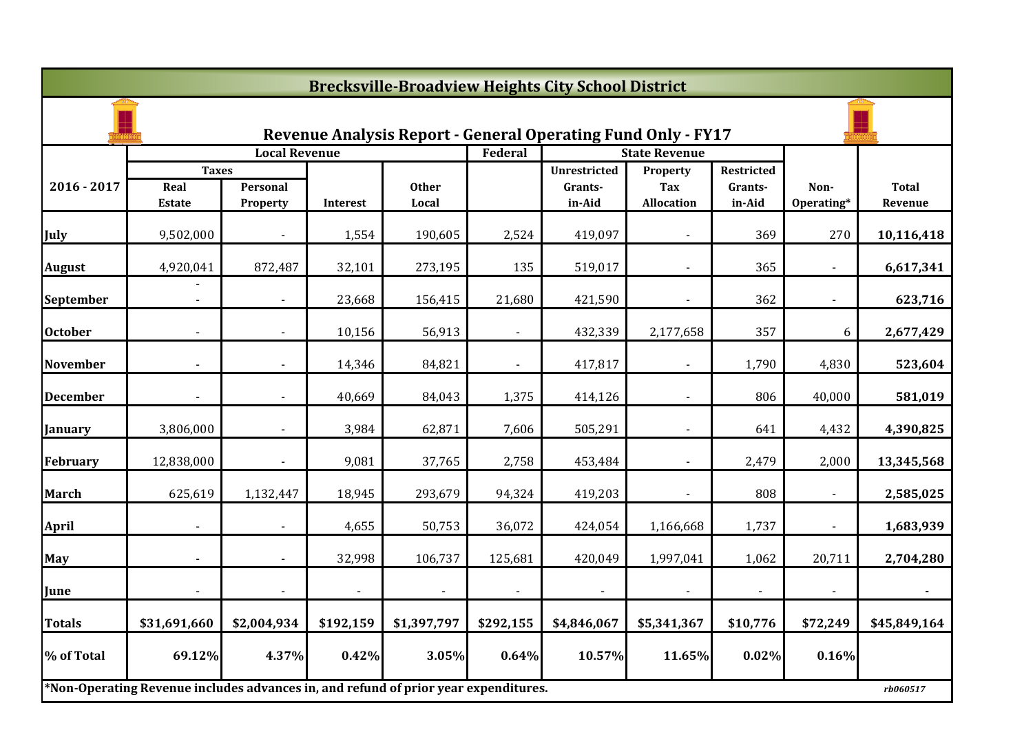## Brecksville-Broadview Heights City School District

### Revenue Analysis Report - General Operating Fund Only - FY17

| 2016 - 2017 | Local Revenue | | | | Federal | State Revenue | | | Non-Operating* | Total Revenue |
|---|---|---|---|---|---|---|---|---|---|---|
| | Taxes | | Interest | Other Local | | Unrestricted Grants-in-Aid | Property Tax Allocation | Restricted Grants-in-Aid | | |
| | Real Estate | Personal Property | | | | | | | | |
| July | 9,502,000 | - | 1,554 | 190,605 | 2,524 | 419,097 | - | 369 | 270 | **10,116,418** |
| August | 4,920,041 | 872,487 | 32,101 | 273,195 | 135 | 519,017 | - | 365 | - | **6,617,341** |
| September | - - | - | 23,668 | 156,415 | 21,680 | 421,590 | - | 362 | - | **623,716** |
| October | - | - | 10,156 | 56,913 | - | 432,339 | 2,177,658 | 357 | 6 | **2,677,429** |
| November | - | - | 14,346 | 84,821 | - | 417,817 | - | 1,790 | 4,830 | **523,604** |
| December | - | - | 40,669 | 84,043 | 1,375 | 414,126 | - | 806 | 40,000 | **581,019** |
| January | 3,806,000 | - | 3,984 | 62,871 | 7,606 | 505,291 | - | 641 | 4,432 | **4,390,825** |
| February | 12,838,000 | - | 9,081 | 37,765 | 2,758 | 453,484 | - | 2,479 | 2,000 | **13,345,568** |
| March | 625,619 | 1,132,447 | 18,945 | 293,679 | 94,324 | 419,203 | - | 808 | - | **2,585,025** |
| April | - | - | 4,655 | 50,753 | 36,072 | 424,054 | 1,166,668 | 1,737 | - | **1,683,939** |
| May | - | - | 32,998 | 106,737 | 125,681 | 420,049 | 1,997,041 | 1,062 | 20,711 | **2,704,280** |
| June | - | - | - | - | - | - | - | - | - | **-** |
| **Totals** | **$31,691,660** | **$2,004,934** | **$192,159** | **$1,397,797** | **$292,155** | **$4,846,067** | **$5,341,367** | **$10,776** | **$72,249** | **$45,849,164** |
| **% of Total** | **69.12%** | **4.37%** | **0.42%** | **3.05%** | **0.64%** | **10.57%** | **11.65%** | **0.02%** | **0.16%** | |

***Non-Operating Revenue includes advances in, and refund of prior year expenditures.**

*rb060517*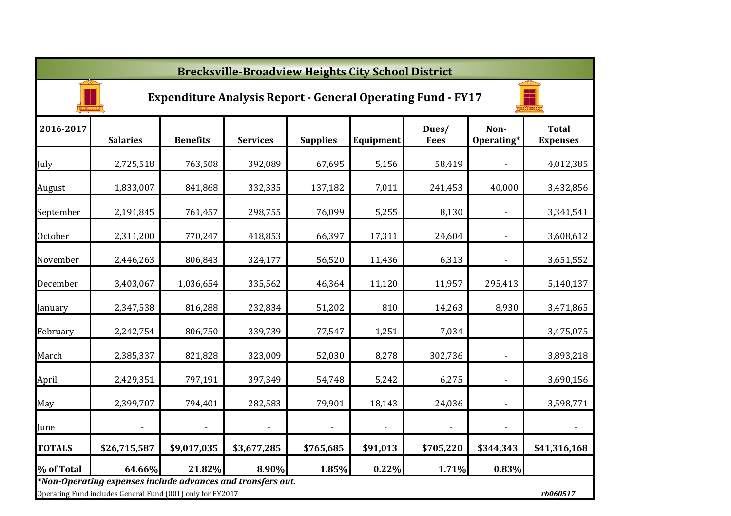# Brecksville-Broadview Heights City School District

## Expenditure Analysis Report - General Operating Fund - FY17

| 2016-2017 | Salaries | Benefits | Services | Supplies | Equipment | Dues/ Fees | Non-Operating* | Total Expenses |
|---|---|---|---|---|---|---|---|---|
| July | 2,725,518 | 763,508 | 392,089 | 67,695 | 5,156 | 58,419 | - | 4,012,385 |
| August | 1,833,007 | 841,868 | 332,335 | 137,182 | 7,011 | 241,453 | 40,000 | 3,432,856 |
| September | 2,191,845 | 761,457 | 298,755 | 76,099 | 5,255 | 8,130 | - | 3,341,541 |
| October | 2,311,200 | 770,247 | 418,853 | 66,397 | 17,311 | 24,604 | - | 3,608,612 |
| November | 2,446,263 | 806,843 | 324,177 | 56,520 | 11,436 | 6,313 | - | 3,651,552 |
| December | 3,403,067 | 1,036,654 | 335,562 | 46,364 | 11,120 | 11,957 | 295,413 | 5,140,137 |
| January | 2,347,538 | 816,288 | 232,834 | 51,202 | 810 | 14,263 | 8,930 | 3,471,865 |
| February | 2,242,754 | 806,750 | 339,739 | 77,547 | 1,251 | 7,034 | - | 3,475,075 |
| March | 2,385,337 | 821,828 | 323,009 | 52,030 | 8,278 | 302,736 | - | 3,893,218 |
| April | 2,429,351 | 797,191 | 397,349 | 54,748 | 5,242 | 6,275 | - | 3,690,156 |
| May | 2,399,707 | 794,401 | 282,583 | 79,901 | 18,143 | 24,036 | - | 3,598,771 |
| June | - | - | - | - | - | - | - | - |
| **TOTALS** | **$26,715,587** | **$9,017,035** | **$3,677,285** | **$765,685** | **$91,013** | **$705,220** | **$344,343** | **$41,316,168** |
| **% of Total** | **64.66%** | **21.82%** | **8.90%** | **1.85%** | **0.22%** | **1.71%** | **0.83%** | |

***Non-Operating expenses include advances and transfers out.***

Operating Fund includes General Fund (001) only for FY2017

*rb060517*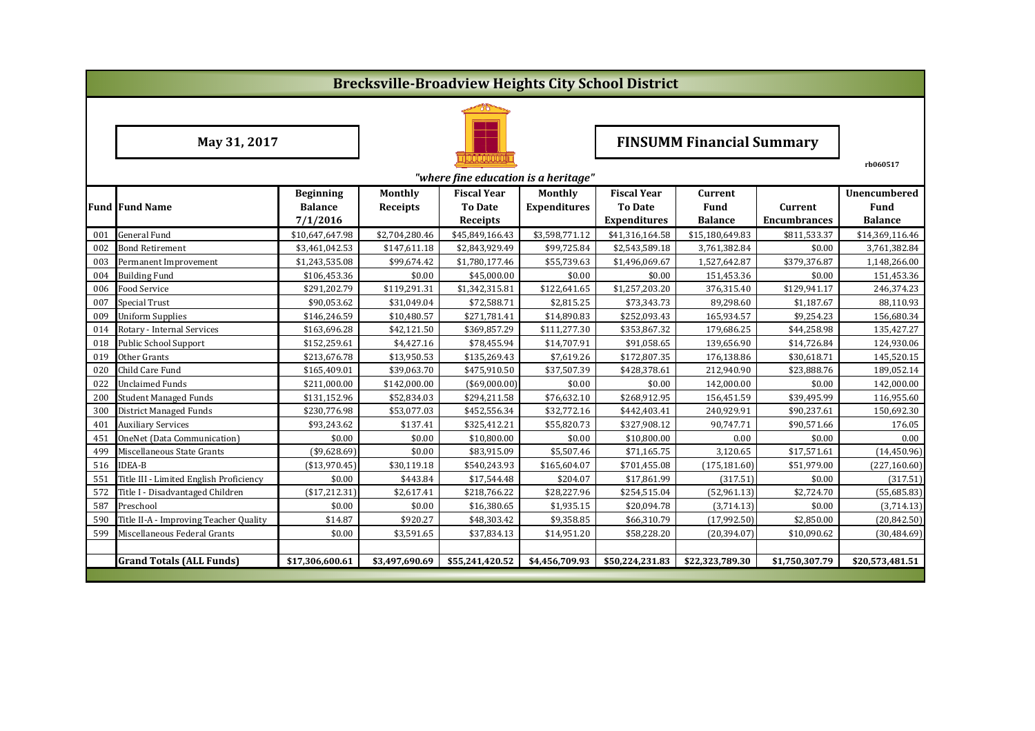# Brecksville-Broadview Heights City School District

**May 31, 2017**

## FINSUMM Financial Summary

rb060517

*"where fine education is a heritage"*

| Fund | Fund Name | Beginning Balance 7/1/2016 | Monthly Receipts | Fiscal Year To Date Receipts | Monthly Expenditures | Fiscal Year To Date Expenditures | Current Fund Balance | Current Encumbrances | Unencumbered Fund Balance |
|---|---|---|---|---|---|---|---|---|---|
| 001 | General Fund | $10,647,647.98 | $2,704,280.46 | $45,849,166.43 | $3,598,771.12 | $41,316,164.58 | $15,180,649.83 | $811,533.37 | $14,369,116.46 |
| 002 | Bond Retirement | $3,461,042.53 | $147,611.18 | $2,843,929.49 | $99,725.84 | $2,543,589.18 | 3,761,382.84 | $0.00 | 3,761,382.84 |
| 003 | Permanent Improvement | $1,243,535.08 | $99,674.42 | $1,780,177.46 | $55,739.63 | $1,496,069.67 | 1,527,642.87 | $379,376.87 | 1,148,266.00 |
| 004 | Building Fund | $106,453.36 | $0.00 | $45,000.00 | $0.00 | $0.00 | 151,453.36 | $0.00 | 151,453.36 |
| 006 | Food Service | $291,202.79 | $119,291.31 | $1,342,315.81 | $122,641.65 | $1,257,203.20 | 376,315.40 | $129,941.17 | 246,374.23 |
| 007 | Special Trust | $90,053.62 | $31,049.04 | $72,588.71 | $2,815.25 | $73,343.73 | 89,298.60 | $1,187.67 | 88,110.93 |
| 009 | Uniform Supplies | $146,246.59 | $10,480.57 | $271,781.41 | $14,890.83 | $252,093.43 | 165,934.57 | $9,254.23 | 156,680.34 |
| 014 | Rotary - Internal Services | $163,696.28 | $42,121.50 | $369,857.29 | $111,277.30 | $353,867.32 | 179,686.25 | $44,258.98 | 135,427.27 |
| 018 | Public School Support | $152,259.61 | $4,427.16 | $78,455.94 | $14,707.91 | $91,058.65 | 139,656.90 | $14,726.84 | 124,930.06 |
| 019 | Other Grants | $213,676.78 | $13,950.53 | $135,269.43 | $7,619.26 | $172,807.35 | 176,138.86 | $30,618.71 | 145,520.15 |
| 020 | Child Care Fund | $165,409.01 | $39,063.70 | $475,910.50 | $37,507.39 | $428,378.61 | 212,940.90 | $23,888.76 | 189,052.14 |
| 022 | Unclaimed Funds | $211,000.00 | $142,000.00 | ($69,000.00) | $0.00 | $0.00 | 142,000.00 | $0.00 | 142,000.00 |
| 200 | Student Managed Funds | $131,152.96 | $52,834.03 | $294,211.58 | $76,632.10 | $268,912.95 | 156,451.59 | $39,495.99 | 116,955.60 |
| 300 | District Managed Funds | $230,776.98 | $53,077.03 | $452,556.34 | $32,772.16 | $442,403.41 | 240,929.91 | $90,237.61 | 150,692.30 |
| 401 | Auxiliary Services | $93,243.62 | $137.41 | $325,412.21 | $55,820.73 | $327,908.12 | 90,747.71 | $90,571.66 | 176.05 |
| 451 | OneNet (Data Communication) | $0.00 | $0.00 | $10,800.00 | $0.00 | $10,800.00 | 0.00 | $0.00 | 0.00 |
| 499 | Miscellaneous State Grants | ($9,628.69) | $0.00 | $83,915.09 | $5,507.46 | $71,165.75 | 3,120.65 | $17,571.61 | (14,450.96) |
| 516 | IDEA-B | ($13,970.45) | $30,119.18 | $540,243.93 | $165,604.07 | $701,455.08 | (175,181.60) | $51,979.00 | (227,160.60) |
| 551 | Title III - Limited English Proficiency | $0.00 | $443.84 | $17,544.48 | $204.07 | $17,861.99 | (317.51) | $0.00 | (317.51) |
| 572 | Title I - Disadvantaged Children | ($17,212.31) | $2,617.41 | $218,766.22 | $28,227.96 | $254,515.04 | (52,961.13) | $2,724.70 | (55,685.83) |
| 587 | Preschool | $0.00 | $0.00 | $16,380.65 | $1,935.15 | $20,094.78 | (3,714.13) | $0.00 | (3,714.13) |
| 590 | Title II-A - Improving Teacher Quality | $14.87 | $920.27 | $48,303.42 | $9,358.85 | $66,310.79 | (17,992.50) | $2,850.00 | (20,842.50) |
| 599 | Miscellaneous Federal Grants | $0.00 | $3,591.65 | $37,834.13 | $14,951.20 | $58,228.20 | (20,394.07) | $10,090.62 | (30,484.69) |
| | | | | | | | | | |
| | **Grand Totals (ALL Funds)** | **$17,306,600.61** | **$3,497,690.69** | **$55,241,420.52** | **$4,456,709.93** | **$50,224,231.83** | **$22,323,789.30** | **$1,750,307.79** | **$20,573,481.51** |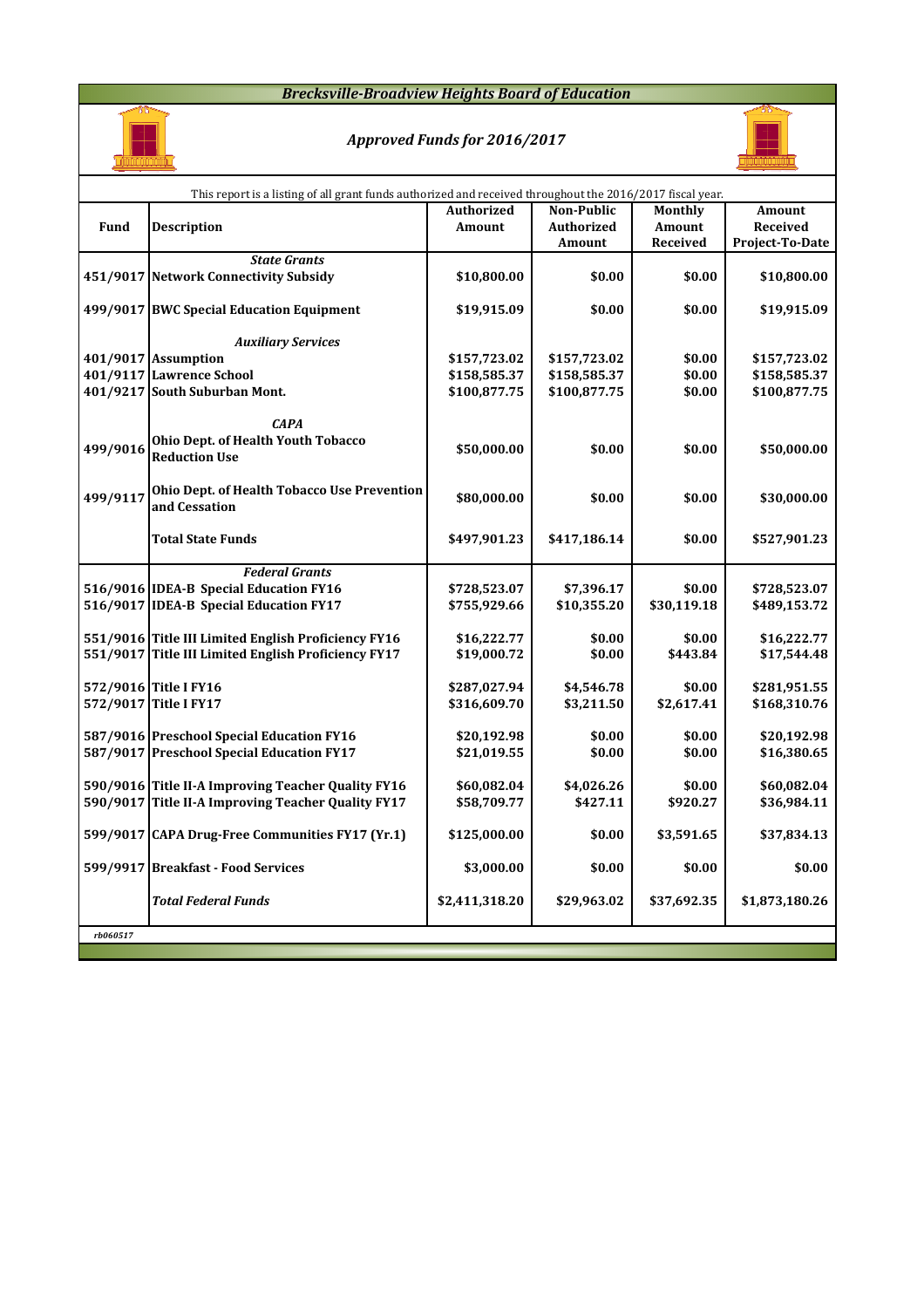## *Brecksville-Broadview Heights Board of Education*

### *Approved Funds for 2016/2017*

This report is a listing of all grant funds authorized and received throughout the 2016/2017 fiscal year.

| Fund | Description | Authorized Amount | Non-Public Authorized Amount | Monthly Amount Received | Amount Received Project-To-Date |
|---|---|---|---|---|---|
| | ***State Grants*** | | | | |
| 451/9017 | **Network Connectivity Subsidy** | $10,800.00 | $0.00 | $0.00 | $10,800.00 |
| 499/9017 | **BWC Special Education Equipment** | $19,915.09 | $0.00 | $0.00 | $19,915.09 |
| | ***Auxiliary Services*** | | | | |
| 401/9017 | **Assumption** | $157,723.02 | $157,723.02 | $0.00 | $157,723.02 |
| 401/9117 | **Lawrence School** | $158,585.37 | $158,585.37 | $0.00 | $158,585.37 |
| 401/9217 | **South Suburban Mont.** | $100,877.75 | $100,877.75 | $0.00 | $100,877.75 |
| | ***CAPA*** | | | | |
| 499/9016 | **Ohio Dept. of Health Youth Tobacco Reduction Use** | $50,000.00 | $0.00 | $0.00 | $50,000.00 |
| 499/9117 | **Ohio Dept. of Health Tobacco Use Prevention and Cessation** | $80,000.00 | $0.00 | $0.00 | $30,000.00 |
| | **Total State Funds** | $497,901.23 | $417,186.14 | $0.00 | $527,901.23 |
| | ***Federal Grants*** | | | | |
| 516/9016 | **IDEA-B Special Education FY16** | $728,523.07 | $7,396.17 | $0.00 | $728,523.07 |
| 516/9017 | **IDEA-B Special Education FY17** | $755,929.66 | $10,355.20 | $30,119.18 | $489,153.72 |
| 551/9016 | **Title III Limited English Proficiency FY16** | $16,222.77 | $0.00 | $0.00 | $16,222.77 |
| 551/9017 | **Title III Limited English Proficiency FY17** | $19,000.72 | $0.00 | $443.84 | $17,544.48 |
| 572/9016 | **Title I FY16** | $287,027.94 | $4,546.78 | $0.00 | $281,951.55 |
| 572/9017 | **Title I FY17** | $316,609.70 | $3,211.50 | $2,617.41 | $168,310.76 |
| 587/9016 | **Preschool Special Education FY16** | $20,192.98 | $0.00 | $0.00 | $20,192.98 |
| 587/9017 | **Preschool Special Education FY17** | $21,019.55 | $0.00 | $0.00 | $16,380.65 |
| 590/9016 | **Title II-A Improving Teacher Quality FY16** | $60,082.04 | $4,026.26 | $0.00 | $60,082.04 |
| 590/9017 | **Title II-A Improving Teacher Quality FY17** | $58,709.77 | $427.11 | $920.27 | $36,984.11 |
| 599/9017 | **CAPA Drug-Free Communities FY17 (Yr.1)** | $125,000.00 | $0.00 | $3,591.65 | $37,834.13 |
| 599/9917 | **Breakfast - Food Services** | $3,000.00 | $0.00 | $0.00 | $0.00 |
| | ***Total Federal Funds*** | $2,411,318.20 | $29,963.02 | $37,692.35 | $1,873,180.26 |

*rb060517*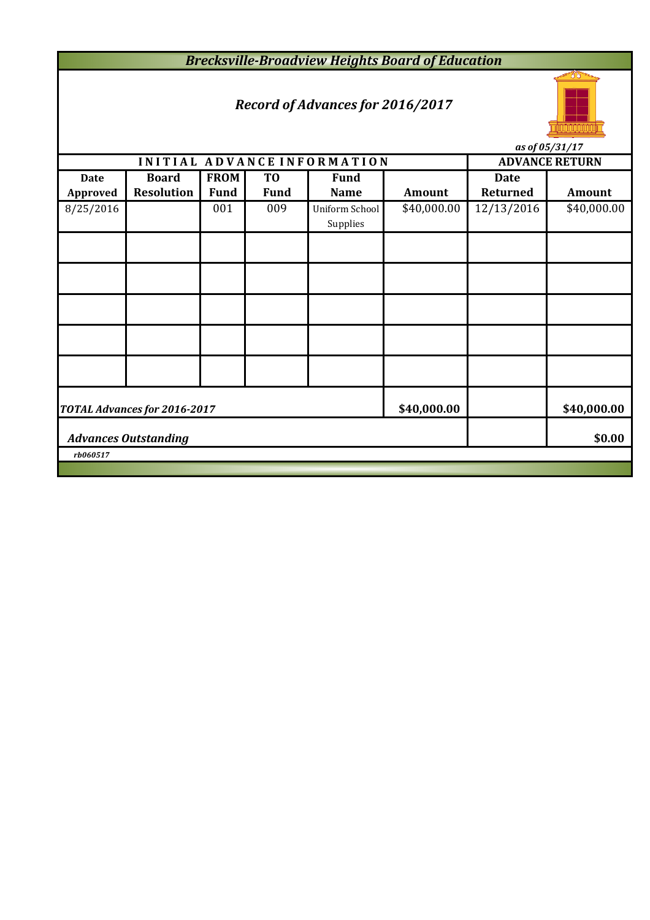# *Brecksville-Broadview Heights Board of Education*

## *Record of Advances for 2016/2017*

*as of 05/31/17*

| INITIAL ADVANCE INFORMATION | | | | | | ADVANCE RETURN | |
|---|---|---|---|---|---|---|---|
| **Date Approved** | **Board Resolution** | **FROM Fund** | **TO Fund** | **Fund Name** | **Amount** | **Date Returned** | **Amount** |
| 8/25/2016 | | 001 | 009 | Uniform School Supplies | $40,000.00 | 12/13/2016 | $40,000.00 |
| | | | | | | | |
| | | | | | | | |
| | | | | | | | |
| | | | | | | | |
| | | | | | | | |
| ***TOTAL Advances for 2016-2017*** | | | | | **$40,000.00** | | **$40,000.00** |
| ***Advances Outstanding*** | | | | | | | **$0.00** |

*rb060517*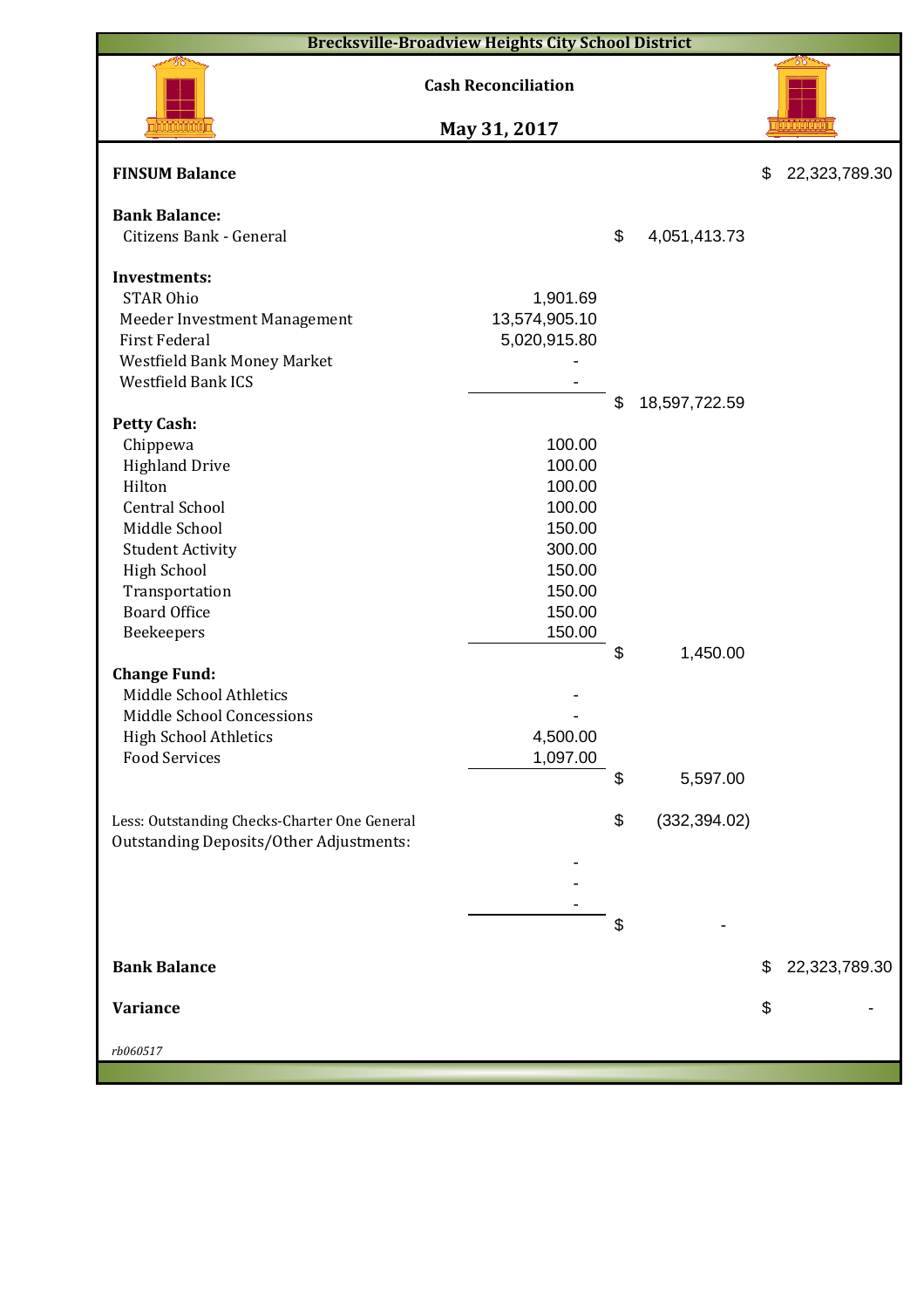# Brecksville-Broadview Heights City School District

## Cash Reconciliation

## May 31, 2017

| | | | |
|---|---|---|---|
| **FINSUM Balance** | | | $ 22,323,789.30 |
| | | | |
| **Bank Balance:** | | | |
| Citizens Bank - General | | $ 4,051,413.73 | |
| | | | |
| **Investments:** | | | |
| STAR Ohio | 1,901.69 | | |
| Meeder Investment Management | 13,574,905.10 | | |
| First Federal | 5,020,915.80 | | |
| Westfield Bank Money Market | - | | |
| Westfield Bank ICS | - | | |
| | | $ 18,597,722.59 | |
| **Petty Cash:** | | | |
| Chippewa | 100.00 | | |
| Highland Drive | 100.00 | | |
| Hilton | 100.00 | | |
| Central School | 100.00 | | |
| Middle School | 150.00 | | |
| Student Activity | 300.00 | | |
| High School | 150.00 | | |
| Transportation | 150.00 | | |
| Board Office | 150.00 | | |
| Beekeepers | 150.00 | | |
| | | $ 1,450.00 | |
| **Change Fund:** | | | |
| Middle School Athletics | - | | |
| Middle School Concessions | - | | |
| High School Athletics | 4,500.00 | | |
| Food Services | 1,097.00 | | |
| | | $ 5,597.00 | |
| | | | |
| Less: Outstanding Checks-Charter One General | | $ (332,394.02) | |
| Outstanding Deposits/Other Adjustments: | | | |
| | - | | |
| | - | | |
| | - | | |
| | | $ - | |
| | | | |
| **Bank Balance** | | | $ 22,323,789.30 |
| | | | |
| **Variance** | | | $ - |

*rb060517*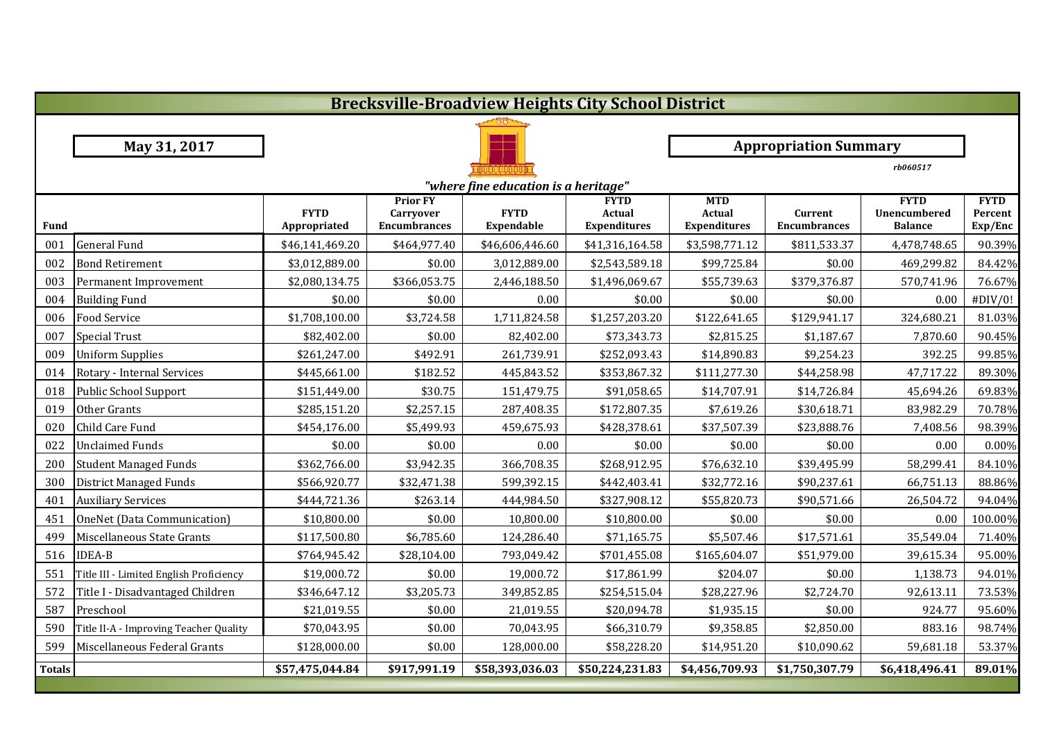# Brecksville-Broadview Heights City School District

**May 31, 2017**

**Appropriation Summary**

*rb060517*

*"where fine education is a heritage"*

| Fund | | FYTD Appropriated | Prior FY Carryover Encumbrances | FYTD Expendable | FYTD Actual Expenditures | MTD Actual Expenditures | Current Encumbrances | FYTD Unencumbered Balance | FYTD Percent Exp/Enc |
|---|---|---|---|---|---|---|---|---|---|
| 001 | General Fund | $46,141,469.20 | $464,977.40 | $46,606,446.60 | $41,316,164.58 | $3,598,771.12 | $811,533.37 | 4,478,748.65 | 90.39% |
| 002 | Bond Retirement | $3,012,889.00 | $0.00 | 3,012,889.00 | $2,543,589.18 | $99,725.84 | $0.00 | 469,299.82 | 84.42% |
| 003 | Permanent Improvement | $2,080,134.75 | $366,053.75 | 2,446,188.50 | $1,496,069.67 | $55,739.63 | $379,376.87 | 570,741.96 | 76.67% |
| 004 | Building Fund | $0.00 | $0.00 | 0.00 | $0.00 | $0.00 | $0.00 | 0.00 | #DIV/0! |
| 006 | Food Service | $1,708,100.00 | $3,724.58 | 1,711,824.58 | $1,257,203.20 | $122,641.65 | $129,941.17 | 324,680.21 | 81.03% |
| 007 | Special Trust | $82,402.00 | $0.00 | 82,402.00 | $73,343.73 | $2,815.25 | $1,187.67 | 7,870.60 | 90.45% |
| 009 | Uniform Supplies | $261,247.00 | $492.91 | 261,739.91 | $252,093.43 | $14,890.83 | $9,254.23 | 392.25 | 99.85% |
| 014 | Rotary - Internal Services | $445,661.00 | $182.52 | 445,843.52 | $353,867.32 | $111,277.30 | $44,258.98 | 47,717.22 | 89.30% |
| 018 | Public School Support | $151,449.00 | $30.75 | 151,479.75 | $91,058.65 | $14,707.91 | $14,726.84 | 45,694.26 | 69.83% |
| 019 | Other Grants | $285,151.20 | $2,257.15 | 287,408.35 | $172,807.35 | $7,619.26 | $30,618.71 | 83,982.29 | 70.78% |
| 020 | Child Care Fund | $454,176.00 | $5,499.93 | 459,675.93 | $428,378.61 | $37,507.39 | $23,888.76 | 7,408.56 | 98.39% |
| 022 | Unclaimed Funds | $0.00 | $0.00 | 0.00 | $0.00 | $0.00 | $0.00 | 0.00 | 0.00% |
| 200 | Student Managed Funds | $362,766.00 | $3,942.35 | 366,708.35 | $268,912.95 | $76,632.10 | $39,495.99 | 58,299.41 | 84.10% |
| 300 | District Managed Funds | $566,920.77 | $32,471.38 | 599,392.15 | $442,403.41 | $32,772.16 | $90,237.61 | 66,751.13 | 88.86% |
| 401 | Auxiliary Services | $444,721.36 | $263.14 | 444,984.50 | $327,908.12 | $55,820.73 | $90,571.66 | 26,504.72 | 94.04% |
| 451 | OneNet (Data Communication) | $10,800.00 | $0.00 | 10,800.00 | $10,800.00 | $0.00 | $0.00 | 0.00 | 100.00% |
| 499 | Miscellaneous State Grants | $117,500.80 | $6,785.60 | 124,286.40 | $71,165.75 | $5,507.46 | $17,571.61 | 35,549.04 | 71.40% |
| 516 | IDEA-B | $764,945.42 | $28,104.00 | 793,049.42 | $701,455.08 | $165,604.07 | $51,979.00 | 39,615.34 | 95.00% |
| 551 | Title III - Limited English Proficiency | $19,000.72 | $0.00 | 19,000.72 | $17,861.99 | $204.07 | $0.00 | 1,138.73 | 94.01% |
| 572 | Title I - Disadvantaged Children | $346,647.12 | $3,205.73 | 349,852.85 | $254,515.04 | $28,227.96 | $2,724.70 | 92,613.11 | 73.53% |
| 587 | Preschool | $21,019.55 | $0.00 | 21,019.55 | $20,094.78 | $1,935.15 | $0.00 | 924.77 | 95.60% |
| 590 | Title II-A - Improving Teacher Quality | $70,043.95 | $0.00 | 70,043.95 | $66,310.79 | $9,358.85 | $2,850.00 | 883.16 | 98.74% |
| 599 | Miscellaneous Federal Grants | $128,000.00 | $0.00 | 128,000.00 | $58,228.20 | $14,951.20 | $10,090.62 | 59,681.18 | 53.37% |
| **Totals** | | **$57,475,044.84** | **$917,991.19** | **$58,393,036.03** | **$50,224,231.83** | **$4,456,709.93** | **$1,750,307.79** | **$6,418,496.41** | **89.01%** |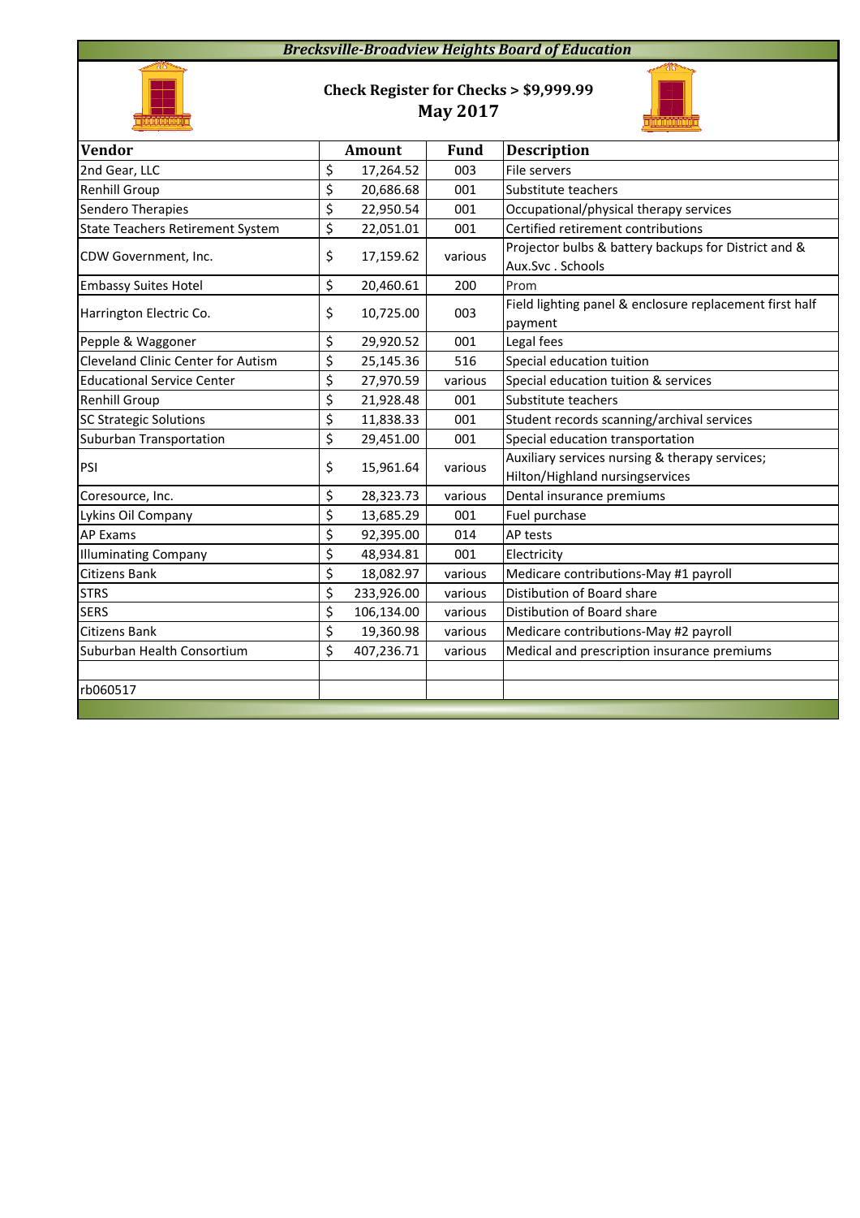***Brecksville-Broadview Heights Board of Education***

## Check Register for Checks > $9,999.99
## May 2017

| Vendor | Amount | Fund | Description |
|---|---|---|---|
| 2nd Gear, LLC | $ 17,264.52 | 003 | File servers |
| Renhill Group | $ 20,686.68 | 001 | Substitute teachers |
| Sendero Therapies | $ 22,950.54 | 001 | Occupational/physical therapy services |
| State Teachers Retirement System | $ 22,051.01 | 001 | Certified retirement contributions |
| CDW Government, Inc. | $ 17,159.62 | various | Projector bulbs & battery backups for District and & Aux.Svc . Schools |
| Embassy Suites Hotel | $ 20,460.61 | 200 | Prom |
| Harrington Electric Co. | $ 10,725.00 | 003 | Field lighting panel & enclosure replacement first half payment |
| Pepple & Waggoner | $ 29,920.52 | 001 | Legal fees |
| Cleveland Clinic Center for Autism | $ 25,145.36 | 516 | Special education tuition |
| Educational Service Center | $ 27,970.59 | various | Special education tuition & services |
| Renhill Group | $ 21,928.48 | 001 | Substitute teachers |
| SC Strategic Solutions | $ 11,838.33 | 001 | Student records scanning/archival services |
| Suburban Transportation | $ 29,451.00 | 001 | Special education transportation |
| PSI | $ 15,961.64 | various | Auxiliary services nursing & therapy services; Hilton/Highland nursingservices |
| Coresource, Inc. | $ 28,323.73 | various | Dental insurance premiums |
| Lykins Oil Company | $ 13,685.29 | 001 | Fuel purchase |
| AP Exams | $ 92,395.00 | 014 | AP tests |
| Illuminating Company | $ 48,934.81 | 001 | Electricity |
| Citizens Bank | $ 18,082.97 | various | Medicare contributions-May #1 payroll |
| STRS | $ 233,926.00 | various | Distibution of Board share |
| SERS | $ 106,134.00 | various | Distibution of Board share |
| Citizens Bank | $ 19,360.98 | various | Medicare contributions-May #2 payroll |
| Suburban Health Consortium | $ 407,236.71 | various | Medical and prescription insurance premiums |
| | | | |
| rb060517 | | | |